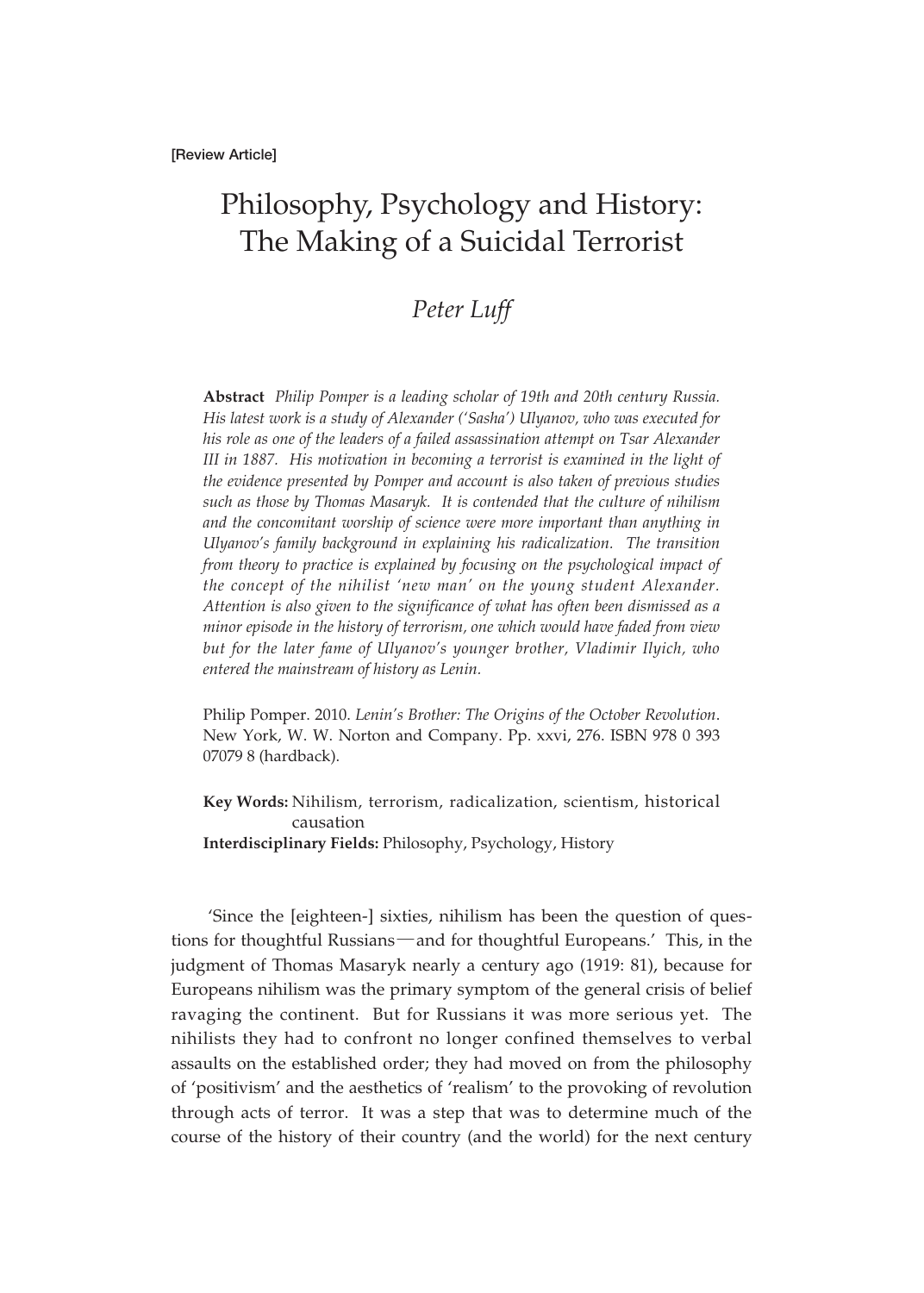[Review Article]

# Philosophy, Psychology and History: The Making of a Suicidal Terrorist

*Peter Luff*

**Abstract** *Philip Pomper is a leading scholar of 19th and 20th century Russia. His latest work is a study of Alexander ('Sasha') Ulyanov, who was executed for his role as one of the leaders of a failed assassination attempt on Tsar Alexander III in 1887. His motivation in becoming a terrorist is examined in the light of the evidence presented by Pomper and account is also taken of previous studies such as those by Thomas Masaryk. It is contended that the culture of nihilism and the concomitant worship of science were more important than anything in Ulyanov's family background in explaining his radicalization. The transition from theory to practice is explained by focusing on the psychological impact of the concept of the nihilist 'new man' on the young student Alexander. Attention is also given to the significance of what has often been dismissed as a minor episode in the history of terrorism, one which would have faded from view but for the later fame of Ulyanov's younger brother, Vladimir Ilyich, who entered the mainstream of history as Lenin.*

Philip Pomper. 2010. *Lenin's Brother: The Origins of the October Revolution*. New York, W. W. Norton and Company. Pp. xxvi, 276. ISBN 978 0 393 07079 8 (hardback).

**Key Words:** Nihilism, terrorism, radicalization, scientism, historical causation
**Interdisciplinary Fields:** Philosophy, Psychology, History

'Since the [eighteen-] sixties, nihilism has been the question of questions for thoughtful Russians—and for thoughtful Europeans.' This, in the judgment of Thomas Masaryk nearly a century ago (1919: 81), because for Europeans nihilism was the primary symptom of the general crisis of belief ravaging the continent. But for Russians it was more serious yet. The nihilists they had to confront no longer confined themselves to verbal assaults on the established order; they had moved on from the philosophy of 'positivism' and the aesthetics of 'realism' to the provoking of revolution through acts of terror. It was a step that was to determine much of the course of the history of their country (and the world) for the next century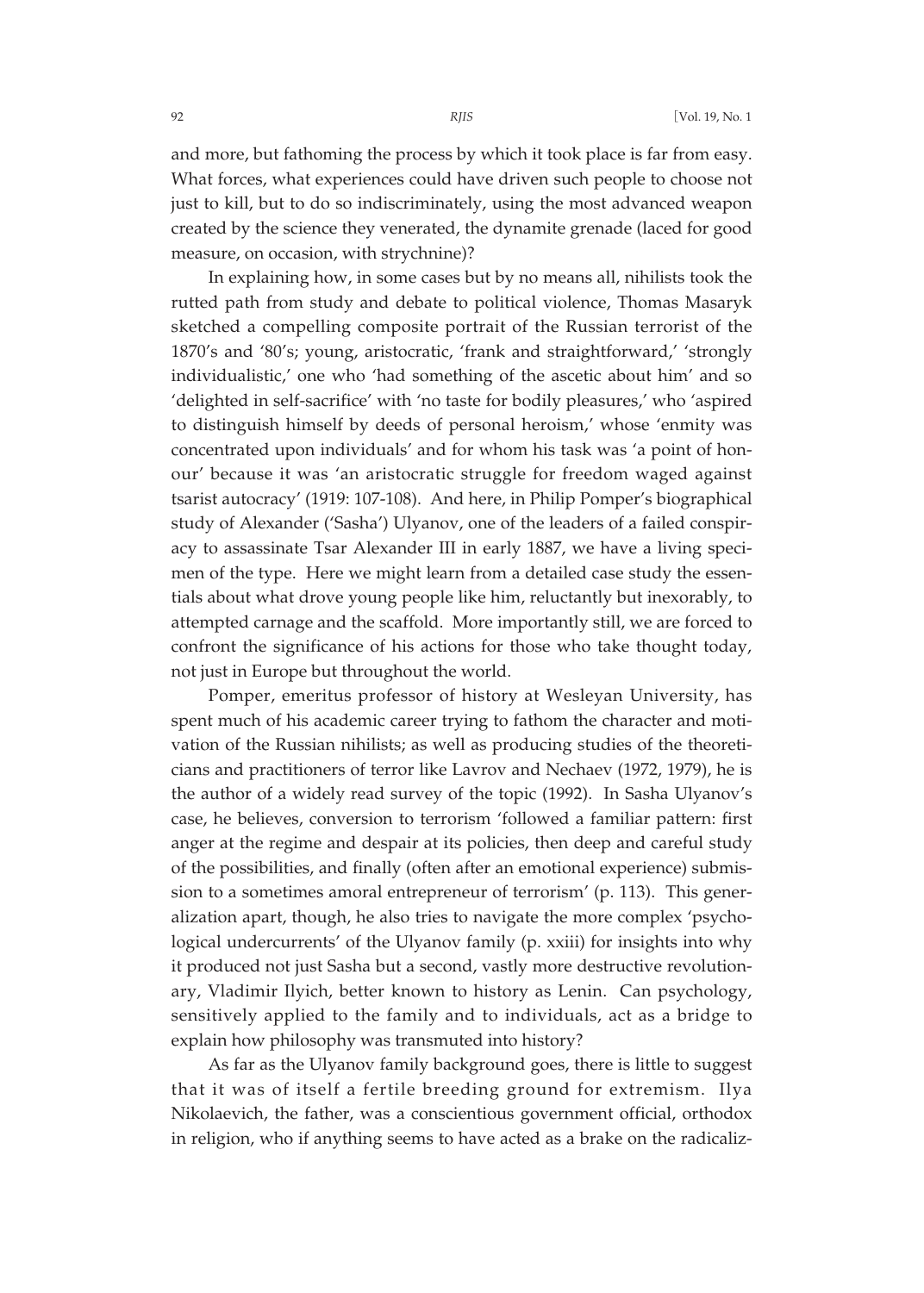and more, but fathoming the process by which it took place is far from easy. What forces, what experiences could have driven such people to choose not just to kill, but to do so indiscriminately, using the most advanced weapon created by the science they venerated, the dynamite grenade (laced for good measure, on occasion, with strychnine)?

In explaining how, in some cases but by no means all, nihilists took the rutted path from study and debate to political violence, Thomas Masaryk sketched a compelling composite portrait of the Russian terrorist of the 1870's and '80's; young, aristocratic, 'frank and straightforward,' 'strongly individualistic,' one who 'had something of the ascetic about him' and so 'delighted in self-sacrifice' with 'no taste for bodily pleasures,' who 'aspired to distinguish himself by deeds of personal heroism,' whose 'enmity was concentrated upon individuals' and for whom his task was 'a point of honour' because it was 'an aristocratic struggle for freedom waged against tsarist autocracy' (1919: 107-108). And here, in Philip Pomper's biographical study of Alexander ('Sasha') Ulyanov, one of the leaders of a failed conspiracy to assassinate Tsar Alexander III in early 1887, we have a living specimen of the type. Here we might learn from a detailed case study the essentials about what drove young people like him, reluctantly but inexorably, to attempted carnage and the scaffold. More importantly still, we are forced to confront the significance of his actions for those who take thought today, not just in Europe but throughout the world.

Pomper, emeritus professor of history at Wesleyan University, has spent much of his academic career trying to fathom the character and motivation of the Russian nihilists; as well as producing studies of the theoreticians and practitioners of terror like Lavrov and Nechaev (1972, 1979), he is the author of a widely read survey of the topic (1992). In Sasha Ulyanov's case, he believes, conversion to terrorism 'followed a familiar pattern: first anger at the regime and despair at its policies, then deep and careful study of the possibilities, and finally (often after an emotional experience) submission to a sometimes amoral entrepreneur of terrorism' (p. 113). This generalization apart, though, he also tries to navigate the more complex 'psychological undercurrents' of the Ulyanov family (p. xxiii) for insights into why it produced not just Sasha but a second, vastly more destructive revolutionary, Vladimir Ilyich, better known to history as Lenin. Can psychology, sensitively applied to the family and to individuals, act as a bridge to explain how philosophy was transmuted into history?

As far as the Ulyanov family background goes, there is little to suggest that it was of itself a fertile breeding ground for extremism. Ilya Nikolaevich, the father, was a conscientious government official, orthodox in religion, who if anything seems to have acted as a brake on the radicaliz-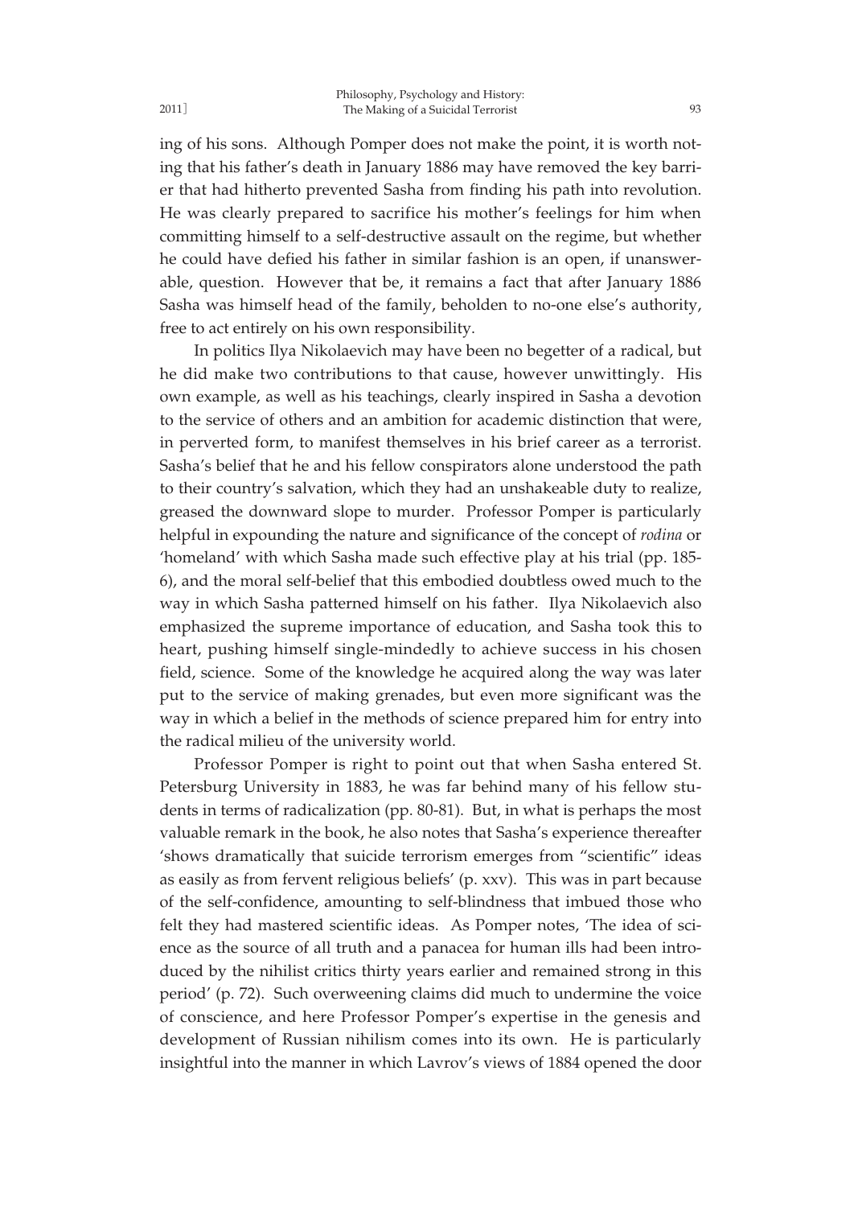ing of his sons. Although Pomper does not make the point, it is worth noting that his father's death in January 1886 may have removed the key barrier that had hitherto prevented Sasha from finding his path into revolution. He was clearly prepared to sacrifice his mother's feelings for him when committing himself to a self-destructive assault on the regime, but whether he could have defied his father in similar fashion is an open, if unanswerable, question. However that be, it remains a fact that after January 1886 Sasha was himself head of the family, beholden to no-one else's authority, free to act entirely on his own responsibility.

In politics Ilya Nikolaevich may have been no begetter of a radical, but he did make two contributions to that cause, however unwittingly. His own example, as well as his teachings, clearly inspired in Sasha a devotion to the service of others and an ambition for academic distinction that were, in perverted form, to manifest themselves in his brief career as a terrorist. Sasha's belief that he and his fellow conspirators alone understood the path to their country's salvation, which they had an unshakeable duty to realize, greased the downward slope to murder. Professor Pomper is particularly helpful in expounding the nature and significance of the concept of *rodina* or 'homeland' with which Sasha made such effective play at his trial (pp. 185-6), and the moral self-belief that this embodied doubtless owed much to the way in which Sasha patterned himself on his father. Ilya Nikolaevich also emphasized the supreme importance of education, and Sasha took this to heart, pushing himself single-mindedly to achieve success in his chosen field, science. Some of the knowledge he acquired along the way was later put to the service of making grenades, but even more significant was the way in which a belief in the methods of science prepared him for entry into the radical milieu of the university world.

Professor Pomper is right to point out that when Sasha entered St. Petersburg University in 1883, he was far behind many of his fellow students in terms of radicalization (pp. 80-81). But, in what is perhaps the most valuable remark in the book, he also notes that Sasha's experience thereafter 'shows dramatically that suicide terrorism emerges from "scientific" ideas as easily as from fervent religious beliefs' (p. xxv). This was in part because of the self-confidence, amounting to self-blindness that imbued those who felt they had mastered scientific ideas. As Pomper notes, 'The idea of science as the source of all truth and a panacea for human ills had been introduced by the nihilist critics thirty years earlier and remained strong in this period' (p. 72). Such overweening claims did much to undermine the voice of conscience, and here Professor Pomper's expertise in the genesis and development of Russian nihilism comes into its own. He is particularly insightful into the manner in which Lavrov's views of 1884 opened the door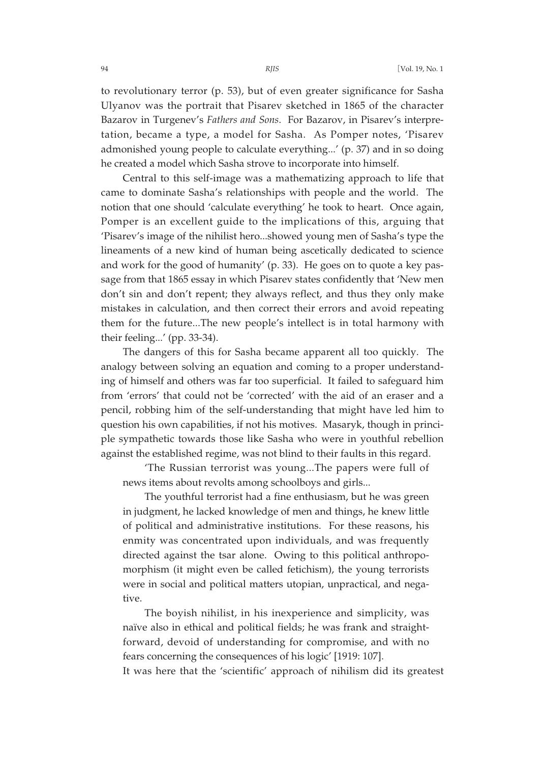to revolutionary terror (p. 53), but of even greater significance for Sasha Ulyanov was the portrait that Pisarev sketched in 1865 of the character Bazarov in Turgenev's *Fathers and Sons*. For Bazarov, in Pisarev's interpretation, became a type, a model for Sasha. As Pomper notes, 'Pisarev admonished young people to calculate everything...' (p. 37) and in so doing he created a model which Sasha strove to incorporate into himself.

Central to this self-image was a mathematizing approach to life that came to dominate Sasha's relationships with people and the world. The notion that one should 'calculate everything' he took to heart. Once again, Pomper is an excellent guide to the implications of this, arguing that 'Pisarev's image of the nihilist hero...showed young men of Sasha's type the lineaments of a new kind of human being ascetically dedicated to science and work for the good of humanity' (p. 33). He goes on to quote a key passage from that 1865 essay in which Pisarev states confidently that 'New men don't sin and don't repent; they always reflect, and thus they only make mistakes in calculation, and then correct their errors and avoid repeating them for the future...The new people's intellect is in total harmony with their feeling...' (pp. 33-34).

The dangers of this for Sasha became apparent all too quickly. The analogy between solving an equation and coming to a proper understanding of himself and others was far too superficial. It failed to safeguard him from 'errors' that could not be 'corrected' with the aid of an eraser and a pencil, robbing him of the self-understanding that might have led him to question his own capabilities, if not his motives. Masaryk, though in principle sympathetic towards those like Sasha who were in youthful rebellion against the established regime, was not blind to their faults in this regard.

> 'The Russian terrorist was young...The papers were full of news items about revolts among schoolboys and girls...
>
> The youthful terrorist had a fine enthusiasm, but he was green in judgment, he lacked knowledge of men and things, he knew little of political and administrative institutions. For these reasons, his enmity was concentrated upon individuals, and was frequently directed against the tsar alone. Owing to this political anthropomorphism (it might even be called fetichism), the young terrorists were in social and political matters utopian, unpractical, and negative.
>
> The boyish nihilist, in his inexperience and simplicity, was naïve also in ethical and political fields; he was frank and straightforward, devoid of understanding for compromise, and with no fears concerning the consequences of his logic' [1919: 107].

It was here that the 'scientific' approach of nihilism did its greatest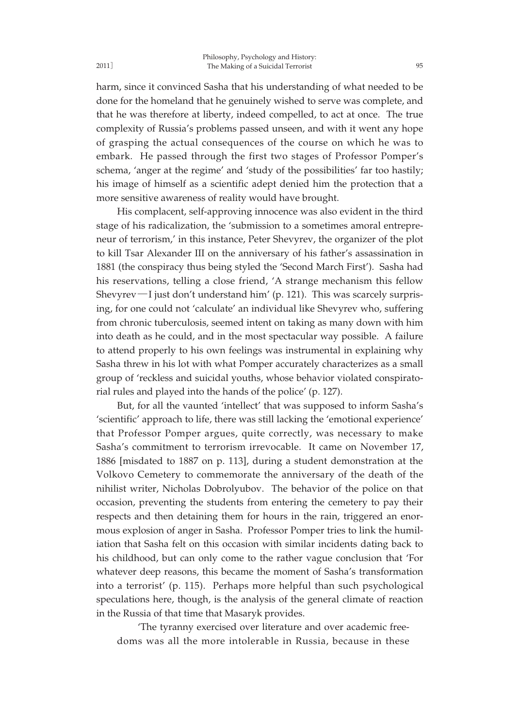harm, since it convinced Sasha that his understanding of what needed to be done for the homeland that he genuinely wished to serve was complete, and that he was therefore at liberty, indeed compelled, to act at once. The true complexity of Russia's problems passed unseen, and with it went any hope of grasping the actual consequences of the course on which he was to embark. He passed through the first two stages of Professor Pomper's schema, 'anger at the regime' and 'study of the possibilities' far too hastily; his image of himself as a scientific adept denied him the protection that a more sensitive awareness of reality would have brought.

His complacent, self-approving innocence was also evident in the third stage of his radicalization, the 'submission to a sometimes amoral entrepreneur of terrorism,' in this instance, Peter Shevyrev, the organizer of the plot to kill Tsar Alexander III on the anniversary of his father's assassination in 1881 (the conspiracy thus being styled the 'Second March First'). Sasha had his reservations, telling a close friend, 'A strange mechanism this fellow Shevyrev—I just don't understand him' (p. 121). This was scarcely surprising, for one could not 'calculate' an individual like Shevyrev who, suffering from chronic tuberculosis, seemed intent on taking as many down with him into death as he could, and in the most spectacular way possible. A failure to attend properly to his own feelings was instrumental in explaining why Sasha threw in his lot with what Pomper accurately characterizes as a small group of 'reckless and suicidal youths, whose behavior violated conspiratorial rules and played into the hands of the police' (p. 127).

But, for all the vaunted 'intellect' that was supposed to inform Sasha's 'scientific' approach to life, there was still lacking the 'emotional experience' that Professor Pomper argues, quite correctly, was necessary to make Sasha's commitment to terrorism irrevocable. It came on November 17, 1886 [misdated to 1887 on p. 113], during a student demonstration at the Volkovo Cemetery to commemorate the anniversary of the death of the nihilist writer, Nicholas Dobrolyubov. The behavior of the police on that occasion, preventing the students from entering the cemetery to pay their respects and then detaining them for hours in the rain, triggered an enormous explosion of anger in Sasha. Professor Pomper tries to link the humiliation that Sasha felt on this occasion with similar incidents dating back to his childhood, but can only come to the rather vague conclusion that 'For whatever deep reasons, this became the moment of Sasha's transformation into a terrorist' (p. 115). Perhaps more helpful than such psychological speculations here, though, is the analysis of the general climate of reaction in the Russia of that time that Masaryk provides.

> 'The tyranny exercised over literature and over academic freedoms was all the more intolerable in Russia, because in these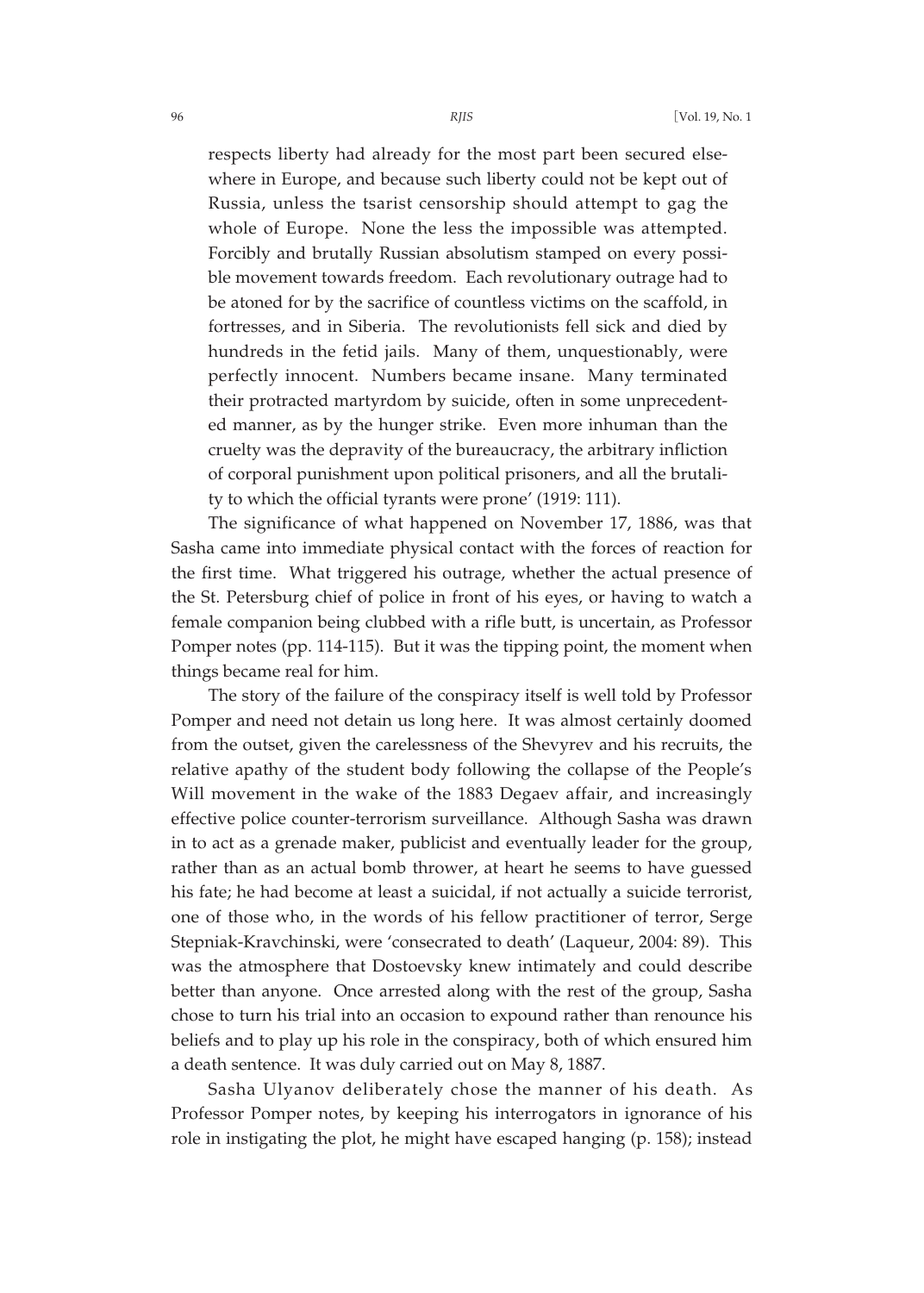> respects liberty had already for the most part been secured elsewhere in Europe, and because such liberty could not be kept out of Russia, unless the tsarist censorship should attempt to gag the whole of Europe. None the less the impossible was attempted. Forcibly and brutally Russian absolutism stamped on every possible movement towards freedom. Each revolutionary outrage had to be atoned for by the sacrifice of countless victims on the scaffold, in fortresses, and in Siberia. The revolutionists fell sick and died by hundreds in the fetid jails. Many of them, unquestionably, were perfectly innocent. Numbers became insane. Many terminated their protracted martyrdom by suicide, often in some unprecedented manner, as by the hunger strike. Even more inhuman than the cruelty was the depravity of the bureaucracy, the arbitrary infliction of corporal punishment upon political prisoners, and all the brutality to which the official tyrants were prone' (1919: 111).

The significance of what happened on November 17, 1886, was that Sasha came into immediate physical contact with the forces of reaction for the first time. What triggered his outrage, whether the actual presence of the St. Petersburg chief of police in front of his eyes, or having to watch a female companion being clubbed with a rifle butt, is uncertain, as Professor Pomper notes (pp. 114-115). But it was the tipping point, the moment when things became real for him.

The story of the failure of the conspiracy itself is well told by Professor Pomper and need not detain us long here. It was almost certainly doomed from the outset, given the carelessness of the Shevyrev and his recruits, the relative apathy of the student body following the collapse of the People's Will movement in the wake of the 1883 Degaev affair, and increasingly effective police counter-terrorism surveillance. Although Sasha was drawn in to act as a grenade maker, publicist and eventually leader for the group, rather than as an actual bomb thrower, at heart he seems to have guessed his fate; he had become at least a suicidal, if not actually a suicide terrorist, one of those who, in the words of his fellow practitioner of terror, Serge Stepniak-Kravchinski, were 'consecrated to death' (Laqueur, 2004: 89). This was the atmosphere that Dostoevsky knew intimately and could describe better than anyone. Once arrested along with the rest of the group, Sasha chose to turn his trial into an occasion to expound rather than renounce his beliefs and to play up his role in the conspiracy, both of which ensured him a death sentence. It was duly carried out on May 8, 1887.

Sasha Ulyanov deliberately chose the manner of his death. As Professor Pomper notes, by keeping his interrogators in ignorance of his role in instigating the plot, he might have escaped hanging (p. 158); instead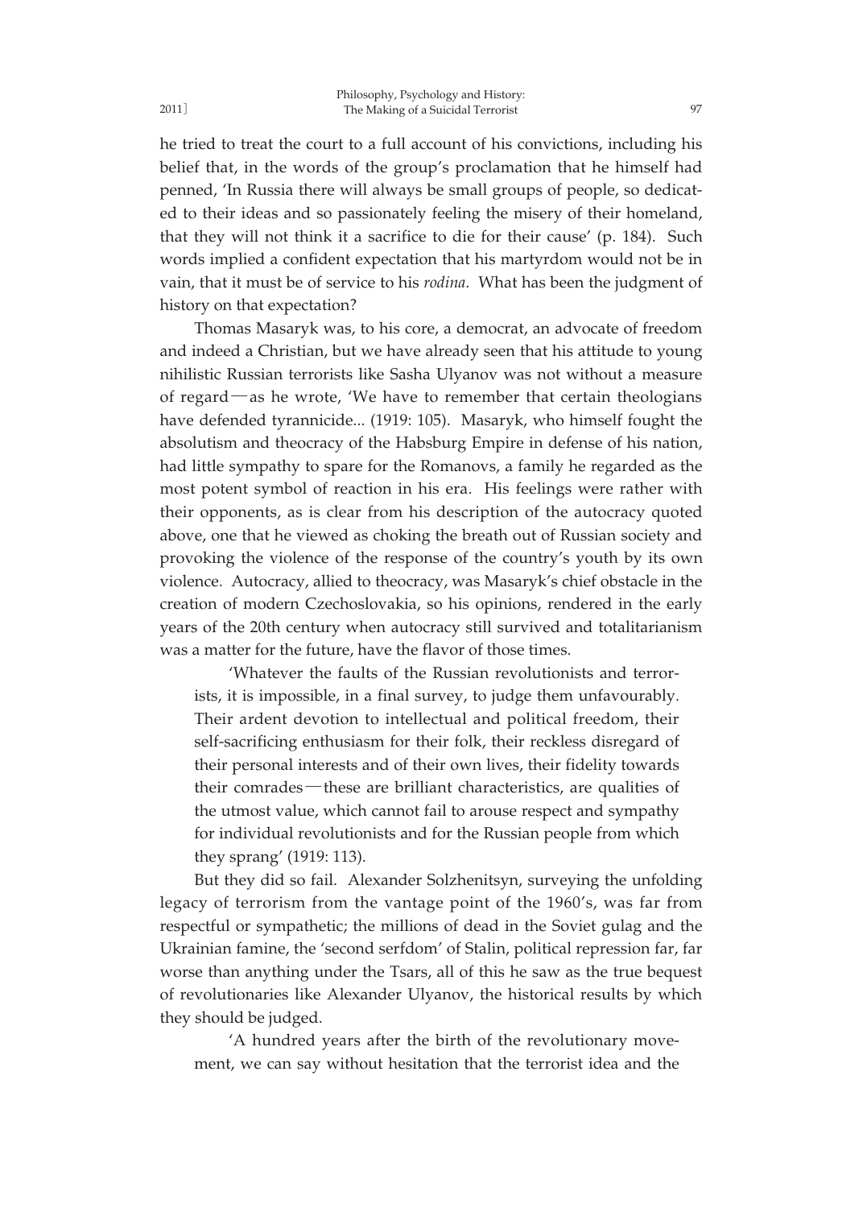he tried to treat the court to a full account of his convictions, including his belief that, in the words of the group's proclamation that he himself had penned, 'In Russia there will always be small groups of people, so dedicated to their ideas and so passionately feeling the misery of their homeland, that they will not think it a sacrifice to die for their cause' (p. 184). Such words implied a confident expectation that his martyrdom would not be in vain, that it must be of service to his *rodina*. What has been the judgment of history on that expectation?

Thomas Masaryk was, to his core, a democrat, an advocate of freedom and indeed a Christian, but we have already seen that his attitude to young nihilistic Russian terrorists like Sasha Ulyanov was not without a measure of regard—as he wrote, 'We have to remember that certain theologians have defended tyrannicide... (1919: 105). Masaryk, who himself fought the absolutism and theocracy of the Habsburg Empire in defense of his nation, had little sympathy to spare for the Romanovs, a family he regarded as the most potent symbol of reaction in his era. His feelings were rather with their opponents, as is clear from his description of the autocracy quoted above, one that he viewed as choking the breath out of Russian society and provoking the violence of the response of the country's youth by its own violence. Autocracy, allied to theocracy, was Masaryk's chief obstacle in the creation of modern Czechoslovakia, so his opinions, rendered in the early years of the 20th century when autocracy still survived and totalitarianism was a matter for the future, have the flavor of those times.

> 'Whatever the faults of the Russian revolutionists and terrorists, it is impossible, in a final survey, to judge them unfavourably. Their ardent devotion to intellectual and political freedom, their self-sacrificing enthusiasm for their folk, their reckless disregard of their personal interests and of their own lives, their fidelity towards their comrades—these are brilliant characteristics, are qualities of the utmost value, which cannot fail to arouse respect and sympathy for individual revolutionists and for the Russian people from which they sprang' (1919: 113).

But they did so fail. Alexander Solzhenitsyn, surveying the unfolding legacy of terrorism from the vantage point of the 1960's, was far from respectful or sympathetic; the millions of dead in the Soviet gulag and the Ukrainian famine, the 'second serfdom' of Stalin, political repression far, far worse than anything under the Tsars, all of this he saw as the true bequest of revolutionaries like Alexander Ulyanov, the historical results by which they should be judged.

> 'A hundred years after the birth of the revolutionary movement, we can say without hesitation that the terrorist idea and the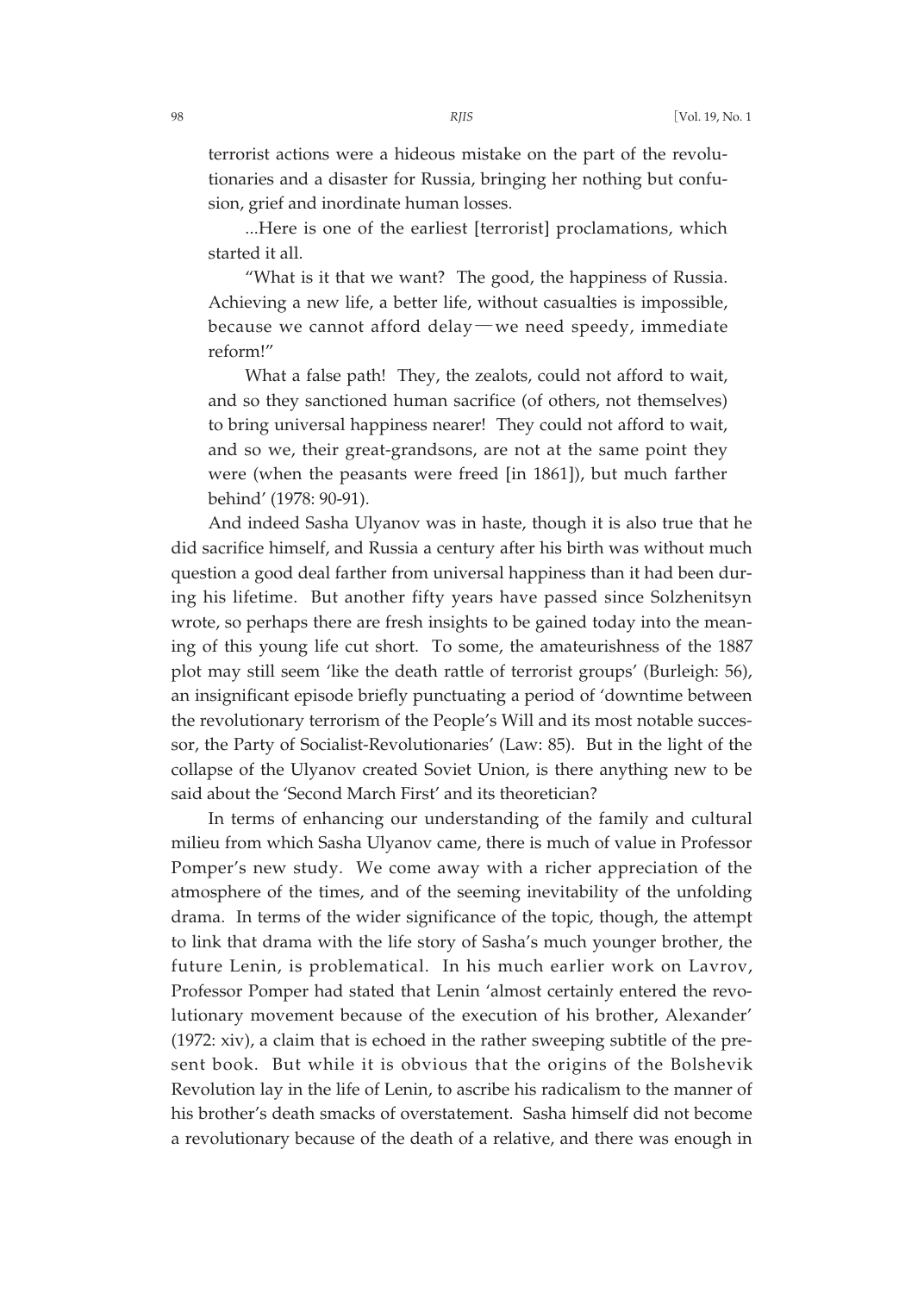terrorist actions were a hideous mistake on the part of the revolutionaries and a disaster for Russia, bringing her nothing but confusion, grief and inordinate human losses.

...Here is one of the earliest [terrorist] proclamations, which started it all.

"What is it that we want? The good, the happiness of Russia. Achieving a new life, a better life, without casualties is impossible, because we cannot afford delay—we need speedy, immediate reform!"

What a false path! They, the zealots, could not afford to wait, and so they sanctioned human sacrifice (of others, not themselves) to bring universal happiness nearer! They could not afford to wait, and so we, their great-grandsons, are not at the same point they were (when the peasants were freed [in 1861]), but much farther behind' (1978: 90-91).

And indeed Sasha Ulyanov was in haste, though it is also true that he did sacrifice himself, and Russia a century after his birth was without much question a good deal farther from universal happiness than it had been during his lifetime. But another fifty years have passed since Solzhenitsyn wrote, so perhaps there are fresh insights to be gained today into the meaning of this young life cut short. To some, the amateurishness of the 1887 plot may still seem 'like the death rattle of terrorist groups' (Burleigh: 56), an insignificant episode briefly punctuating a period of 'downtime between the revolutionary terrorism of the People's Will and its most notable successor, the Party of Socialist-Revolutionaries' (Law: 85). But in the light of the collapse of the Ulyanov created Soviet Union, is there anything new to be said about the 'Second March First' and its theoretician?

In terms of enhancing our understanding of the family and cultural milieu from which Sasha Ulyanov came, there is much of value in Professor Pomper's new study. We come away with a richer appreciation of the atmosphere of the times, and of the seeming inevitability of the unfolding drama. In terms of the wider significance of the topic, though, the attempt to link that drama with the life story of Sasha's much younger brother, the future Lenin, is problematical. In his much earlier work on Lavrov, Professor Pomper had stated that Lenin 'almost certainly entered the revolutionary movement because of the execution of his brother, Alexander' (1972: xiv), a claim that is echoed in the rather sweeping subtitle of the present book. But while it is obvious that the origins of the Bolshevik Revolution lay in the life of Lenin, to ascribe his radicalism to the manner of his brother's death smacks of overstatement. Sasha himself did not become a revolutionary because of the death of a relative, and there was enough in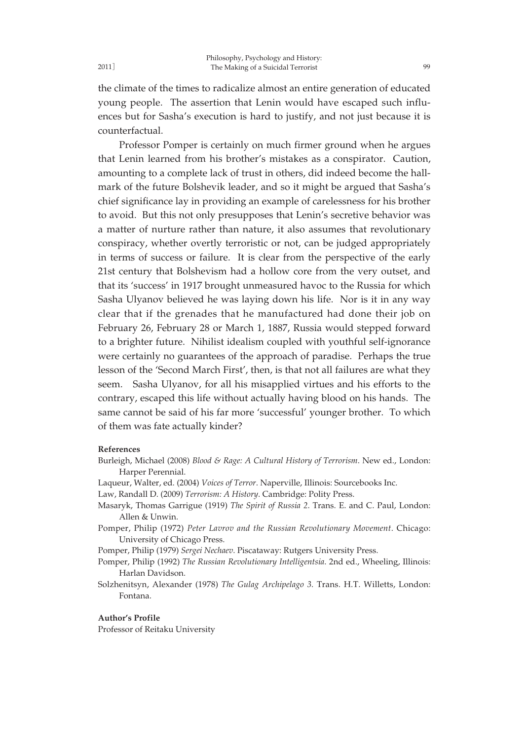the climate of the times to radicalize almost an entire generation of educated young people. The assertion that Lenin would have escaped such influences but for Sasha's execution is hard to justify, and not just because it is counterfactual.

Professor Pomper is certainly on much firmer ground when he argues that Lenin learned from his brother's mistakes as a conspirator. Caution, amounting to a complete lack of trust in others, did indeed become the hallmark of the future Bolshevik leader, and so it might be argued that Sasha's chief significance lay in providing an example of carelessness for his brother to avoid. But this not only presupposes that Lenin's secretive behavior was a matter of nurture rather than nature, it also assumes that revolutionary conspiracy, whether overtly terroristic or not, can be judged appropriately in terms of success or failure. It is clear from the perspective of the early 21st century that Bolshevism had a hollow core from the very outset, and that its 'success' in 1917 brought unmeasured havoc to the Russia for which Sasha Ulyanov believed he was laying down his life. Nor is it in any way clear that if the grenades that he manufactured had done their job on February 26, February 28 or March 1, 1887, Russia would stepped forward to a brighter future. Nihilist idealism coupled with youthful self-ignorance were certainly no guarantees of the approach of paradise. Perhaps the true lesson of the 'Second March First', then, is that not all failures are what they seem. Sasha Ulyanov, for all his misapplied virtues and his efforts to the contrary, escaped this life without actually having blood on his hands. The same cannot be said of his far more 'successful' younger brother. To which of them was fate actually kinder?

**References**

Burleigh, Michael (2008) *Blood & Rage: A Cultural History of Terrorism*. New ed., London: Harper Perennial.

Laqueur, Walter, ed. (2004) *Voices of Terror*. Naperville, Illinois: Sourcebooks Inc.

Law, Randall D. (2009) *Terrorism: A History*. Cambridge: Polity Press.

Masaryk, Thomas Garrigue (1919) *The Spirit of Russia 2*. Trans. E. and C. Paul, London: Allen & Unwin.

Pomper, Philip (1972) *Peter Lavrov and the Russian Revolutionary Movement*. Chicago: University of Chicago Press.

Pomper, Philip (1979) *Sergei Nechaev*. Piscataway: Rutgers University Press.

Pomper, Philip (1992) *The Russian Revolutionary Intelligentsia*. 2nd ed., Wheeling, Illinois: Harlan Davidson.

Solzhenitsyn, Alexander (1978) *The Gulag Archipelago 3*. Trans. H.T. Willetts, London: Fontana.

**Author's Profile**

Professor of Reitaku University